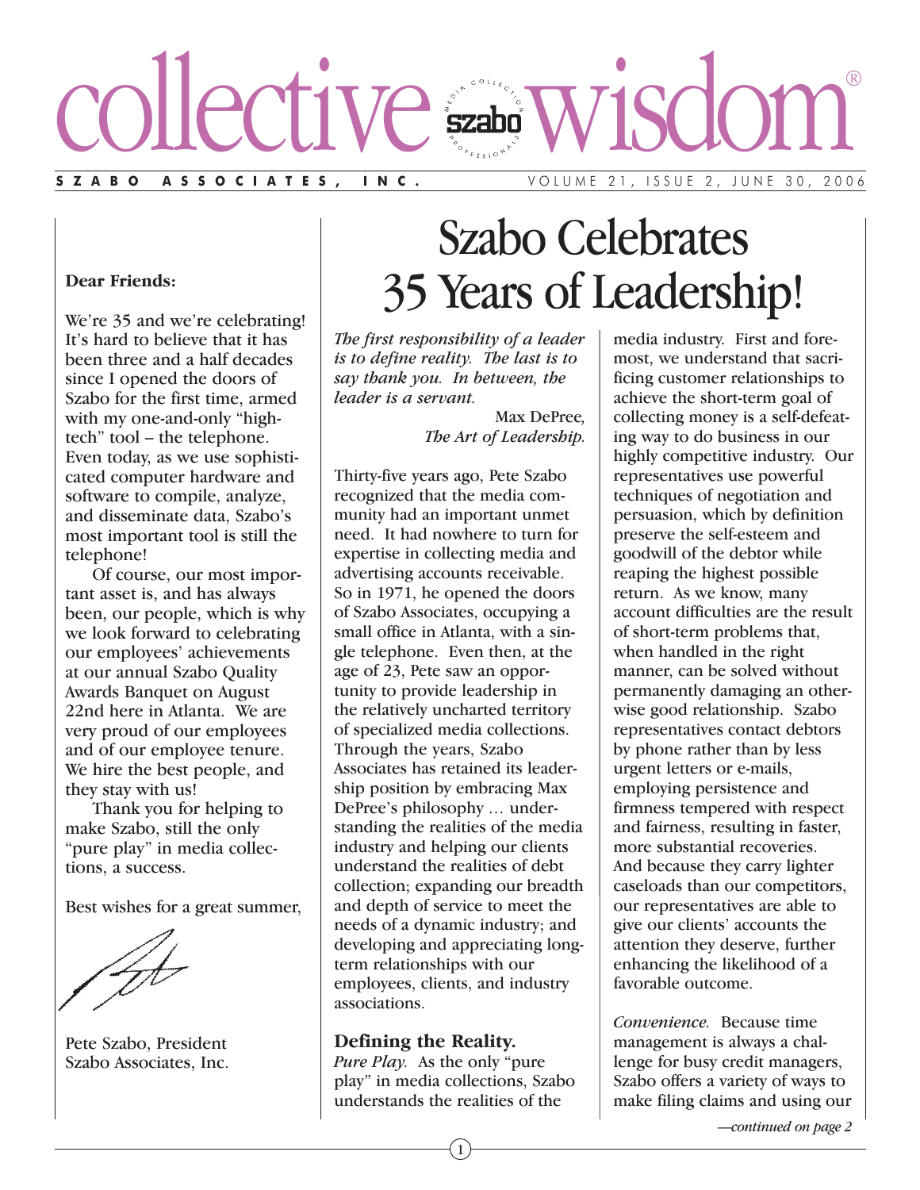# collective wisdom®

**SZABO ASSOCIATES, INC.** VOLUME 21, ISSUE 2, JUNE 30, 2006

**Dear Friends:**

We're 35 and we're celebrating! It's hard to believe that it has been three and a half decades since I opened the doors of Szabo for the first time, armed with my one-and-only "high-tech" tool – the telephone. Even today, as we use sophisticated computer hardware and software to compile, analyze, and disseminate data, Szabo's most important tool is still the telephone!

Of course, our most important asset is, and has always been, our people, which is why we look forward to celebrating our employees' achievements at our annual Szabo Quality Awards Banquet on August 22nd here in Atlanta. We are very proud of our employees and of our employee tenure. We hire the best people, and they stay with us!

Thank you for helping to make Szabo, still the only "pure play" in media collections, a success.

Best wishes for a great summer,

Pete Szabo, President
Szabo Associates, Inc.

# Szabo Celebrates 35 Years of Leadership!

*The first responsibility of a leader is to define reality. The last is to say thank you. In between, the leader is a servant.*

Max DePree, *The Art of Leadership.*

Thirty-five years ago, Pete Szabo recognized that the media community had an important unmet need. It had nowhere to turn for expertise in collecting media and advertising accounts receivable. So in 1971, he opened the doors of Szabo Associates, occupying a small office in Atlanta, with a single telephone. Even then, at the age of 23, Pete saw an opportunity to provide leadership in the relatively uncharted territory of specialized media collections. Through the years, Szabo Associates has retained its leadership position by embracing Max DePree's philosophy … understanding the realities of the media industry and helping our clients understand the realities of debt collection; expanding our breadth and depth of service to meet the needs of a dynamic industry; and developing and appreciating long-term relationships with our employees, clients, and industry associations.

## Defining the Reality.

*Pure Play.* As the only "pure play" in media collections, Szabo understands the realities of the media industry. First and foremost, we understand that sacrificing customer relationships to achieve the short-term goal of collecting money is a self-defeating way to do business in our highly competitive industry. Our representatives use powerful techniques of negotiation and persuasion, which by definition preserve the self-esteem and goodwill of the debtor while reaping the highest possible return. As we know, many account difficulties are the result of short-term problems that, when handled in the right manner, can be solved without permanently damaging an otherwise good relationship. Szabo representatives contact debtors by phone rather than by less urgent letters or e-mails, employing persistence and firmness tempered with respect and fairness, resulting in faster, more substantial recoveries. And because they carry lighter caseloads than our competitors, our representatives are able to give our clients' accounts the attention they deserve, further enhancing the likelihood of a favorable outcome.

*Convenience.* Because time management is always a challenge for busy credit managers, Szabo offers a variety of ways to make filing claims and using our

*—continued on page 2*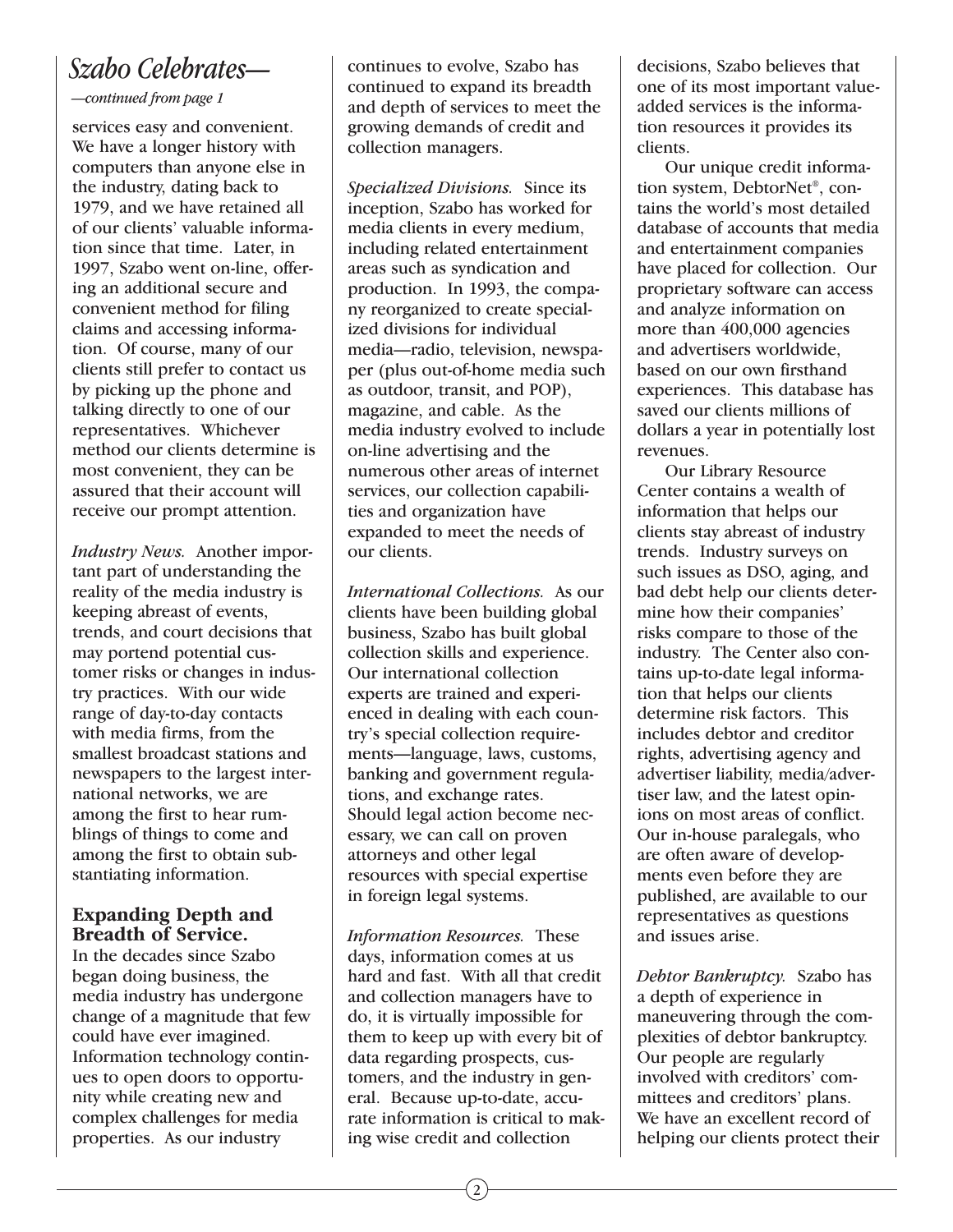# *Szabo Celebrates—*

*—continued from page 1*

services easy and convenient. We have a longer history with computers than anyone else in the industry, dating back to 1979, and we have retained all of our clients' valuable information since that time. Later, in 1997, Szabo went on-line, offering an additional secure and convenient method for filing claims and accessing information. Of course, many of our clients still prefer to contact us by picking up the phone and talking directly to one of our representatives. Whichever method our clients determine is most convenient, they can be assured that their account will receive our prompt attention.

*Industry News.* Another important part of understanding the reality of the media industry is keeping abreast of events, trends, and court decisions that may portend potential customer risks or changes in industry practices. With our wide range of day-to-day contacts with media firms, from the smallest broadcast stations and newspapers to the largest international networks, we are among the first to hear rumblings of things to come and among the first to obtain substantiating information.

## Expanding Depth and Breadth of Service.

In the decades since Szabo began doing business, the media industry has undergone change of a magnitude that few could have ever imagined. Information technology continues to open doors to opportunity while creating new and complex challenges for media properties. As our industry continues to evolve, Szabo has continued to expand its breadth and depth of services to meet the growing demands of credit and collection managers.

*Specialized Divisions.* Since its inception, Szabo has worked for media clients in every medium, including related entertainment areas such as syndication and production. In 1993, the company reorganized to create specialized divisions for individual media—radio, television, newspaper (plus out-of-home media such as outdoor, transit, and POP), magazine, and cable. As the media industry evolved to include on-line advertising and the numerous other areas of internet services, our collection capabilities and organization have expanded to meet the needs of our clients.

*International Collections.* As our clients have been building global business, Szabo has built global collection skills and experience. Our international collection experts are trained and experienced in dealing with each country's special collection requirements—language, laws, customs, banking and government regulations, and exchange rates. Should legal action become necessary, we can call on proven attorneys and other legal resources with special expertise in foreign legal systems.

*Information Resources.* These days, information comes at us hard and fast. With all that credit and collection managers have to do, it is virtually impossible for them to keep up with every bit of data regarding prospects, customers, and the industry in general. Because up-to-date, accurate information is critical to making wise credit and collection decisions, Szabo believes that one of its most important value-added services is the information resources it provides its clients.

Our unique credit information system, DebtorNet®, contains the world's most detailed database of accounts that media and entertainment companies have placed for collection. Our proprietary software can access and analyze information on more than 400,000 agencies and advertisers worldwide, based on our own firsthand experiences. This database has saved our clients millions of dollars a year in potentially lost revenues.

Our Library Resource Center contains a wealth of information that helps our clients stay abreast of industry trends. Industry surveys on such issues as DSO, aging, and bad debt help our clients determine how their companies' risks compare to those of the industry. The Center also contains up-to-date legal information that helps our clients determine risk factors. This includes debtor and creditor rights, advertising agency and advertiser liability, media/advertiser law, and the latest opinions on most areas of conflict. Our in-house paralegals, who are often aware of developments even before they are published, are available to our representatives as questions and issues arise.

*Debtor Bankruptcy.* Szabo has a depth of experience in maneuvering through the complexities of debtor bankruptcy. Our people are regularly involved with creditors' committees and creditors' plans. We have an excellent record of helping our clients protect their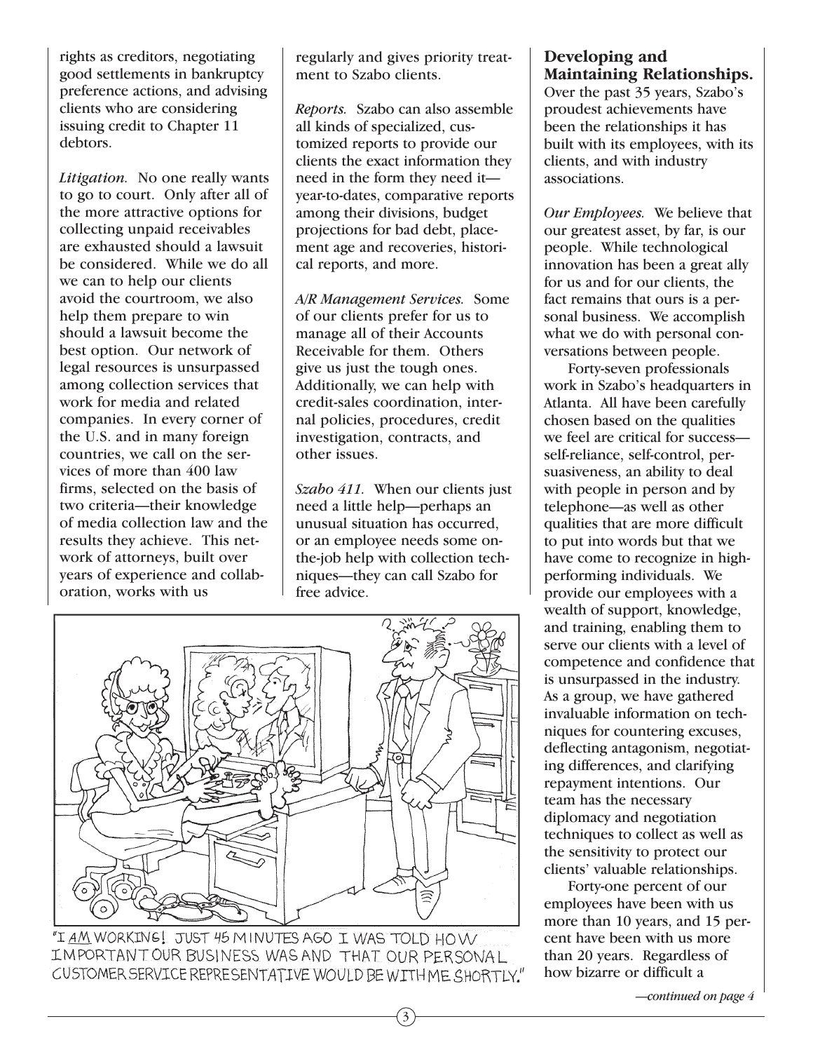rights as creditors, negotiating good settlements in bankruptcy preference actions, and advising clients who are considering issuing credit to Chapter 11 debtors.

*Litigation.* No one really wants to go to court. Only after all of the more attractive options for collecting unpaid receivables are exhausted should a lawsuit be considered. While we do all we can to help our clients avoid the courtroom, we also help them prepare to win should a lawsuit become the best option. Our network of legal resources is unsurpassed among collection services that work for media and related companies. In every corner of the U.S. and in many foreign countries, we call on the services of more than 400 law firms, selected on the basis of two criteria—their knowledge of media collection law and the results they achieve. This network of attorneys, built over years of experience and collaboration, works with us regularly and gives priority treatment to Szabo clients.

*Reports.* Szabo can also assemble all kinds of specialized, customized reports to provide our clients the exact information they need in the form they need it—year-to-dates, comparative reports among their divisions, budget projections for bad debt, placement age and recoveries, historical reports, and more.

*A/R Management Services.* Some of our clients prefer for us to manage all of their Accounts Receivable for them. Others give us just the tough ones. Additionally, we can help with credit-sales coordination, internal policies, procedures, credit investigation, contracts, and other issues.

*Szabo 411.* When our clients just need a little help—perhaps an unusual situation has occurred, or an employee needs some on-the-job help with collection techniques—they can call Szabo for free advice.

"I AM WORKING! JUST 45 MINUTES AGO I WAS TOLD HOW IMPORTANT OUR BUSINESS WAS AND THAT OUR PERSONAL CUSTOMER SERVICE REPRESENTATIVE WOULD BE WITH ME SHORTLY."

## Developing and Maintaining Relationships.

Over the past 35 years, Szabo's proudest achievements have been the relationships it has built with its employees, with its clients, and with industry associations.

*Our Employees.* We believe that our greatest asset, by far, is our people. While technological innovation has been a great ally for us and for our clients, the fact remains that ours is a personal business. We accomplish what we do with personal conversations between people.

Forty-seven professionals work in Szabo's headquarters in Atlanta. All have been carefully chosen based on the qualities we feel are critical for success—self-reliance, self-control, persuasiveness, an ability to deal with people in person and by telephone—as well as other qualities that are more difficult to put into words but that we have come to recognize in high-performing individuals. We provide our employees with a wealth of support, knowledge, and training, enabling them to serve our clients with a level of competence and confidence that is unsurpassed in the industry. As a group, we have gathered invaluable information on techniques for countering excuses, deflecting antagonism, negotiating differences, and clarifying repayment intentions. Our team has the necessary diplomacy and negotiation techniques to collect as well as the sensitivity to protect our clients' valuable relationships.

Forty-one percent of our employees have been with us more than 10 years, and 15 percent have been with us more than 20 years. Regardless of how bizarre or difficult a

*—continued on page 4*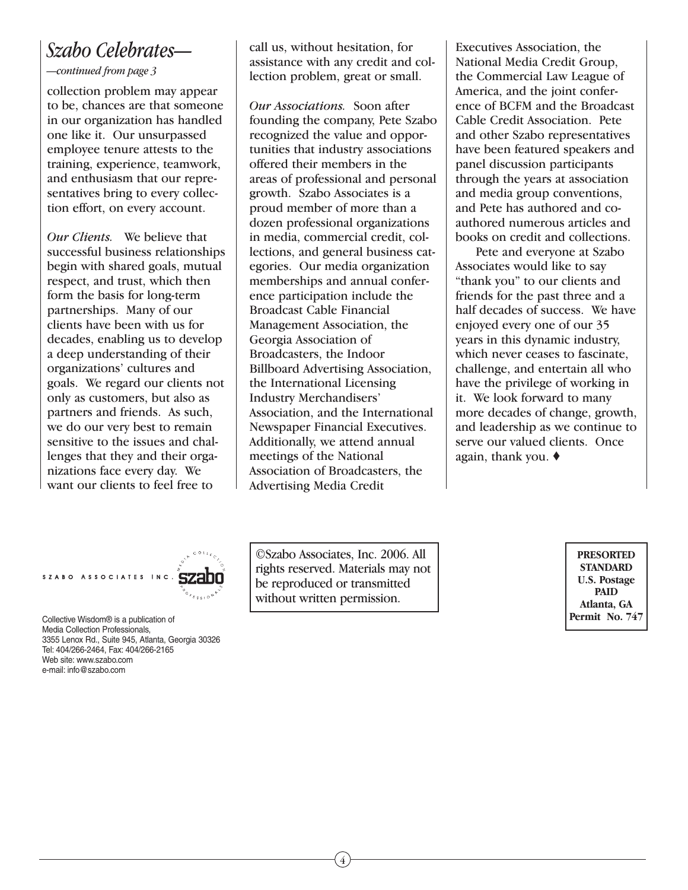## *Szabo Celebrates—*

*—continued from page 3*

collection problem may appear to be, chances are that someone in our organization has handled one like it. Our unsurpassed employee tenure attests to the training, experience, teamwork, and enthusiasm that our representatives bring to every collection effort, on every account.

*Our Clients.* We believe that successful business relationships begin with shared goals, mutual respect, and trust, which then form the basis for long-term partnerships. Many of our clients have been with us for decades, enabling us to develop a deep understanding of their organizations' cultures and goals. We regard our clients not only as customers, but also as partners and friends. As such, we do our very best to remain sensitive to the issues and challenges that they and their organizations face every day. We want our clients to feel free to call us, without hesitation, for assistance with any credit and collection problem, great or small.

*Our Associations.* Soon after founding the company, Pete Szabo recognized the value and opportunities that industry associations offered their members in the areas of professional and personal growth. Szabo Associates is a proud member of more than a dozen professional organizations in media, commercial credit, collections, and general business categories. Our media organization memberships and annual conference participation include the Broadcast Cable Financial Management Association, the Georgia Association of Broadcasters, the Indoor Billboard Advertising Association, the International Licensing Industry Merchandisers' Association, and the International Newspaper Financial Executives. Additionally, we attend annual meetings of the National Association of Broadcasters, the Advertising Media Credit Executives Association, the National Media Credit Group, the Commercial Law League of America, and the joint conference of BCFM and the Broadcast Cable Credit Association. Pete and other Szabo representatives have been featured speakers and panel discussion participants through the years at association and media group conventions, and Pete has authored and co-authored numerous articles and books on credit and collections.

Pete and everyone at Szabo Associates would like to say "thank you" to our clients and friends for the past three and a half decades of success. We have enjoyed every one of our 35 years in this dynamic industry, which never ceases to fascinate, challenge, and entertain all who have the privilege of working in it. We look forward to many more decades of change, growth, and leadership as we continue to serve our valued clients. Once again, thank you. ♦

SZABO ASSOCIATES INC. szabo MEDIA COLLECTION PROFESSIONALS

Collective Wisdom® is a publication of
Media Collection Professionals,
3355 Lenox Rd., Suite 945, Atlanta, Georgia 30326
Tel: 404/266-2464, Fax: 404/266-2165
Web site: www.szabo.com
e-mail: info@szabo.com

©Szabo Associates, Inc. 2006. All rights reserved. Materials may not be reproduced or transmitted without written permission.

**PRESORTED**
**STANDARD**
**U.S. Postage**
**PAID**
**Atlanta, GA**
**Permit No. 747**